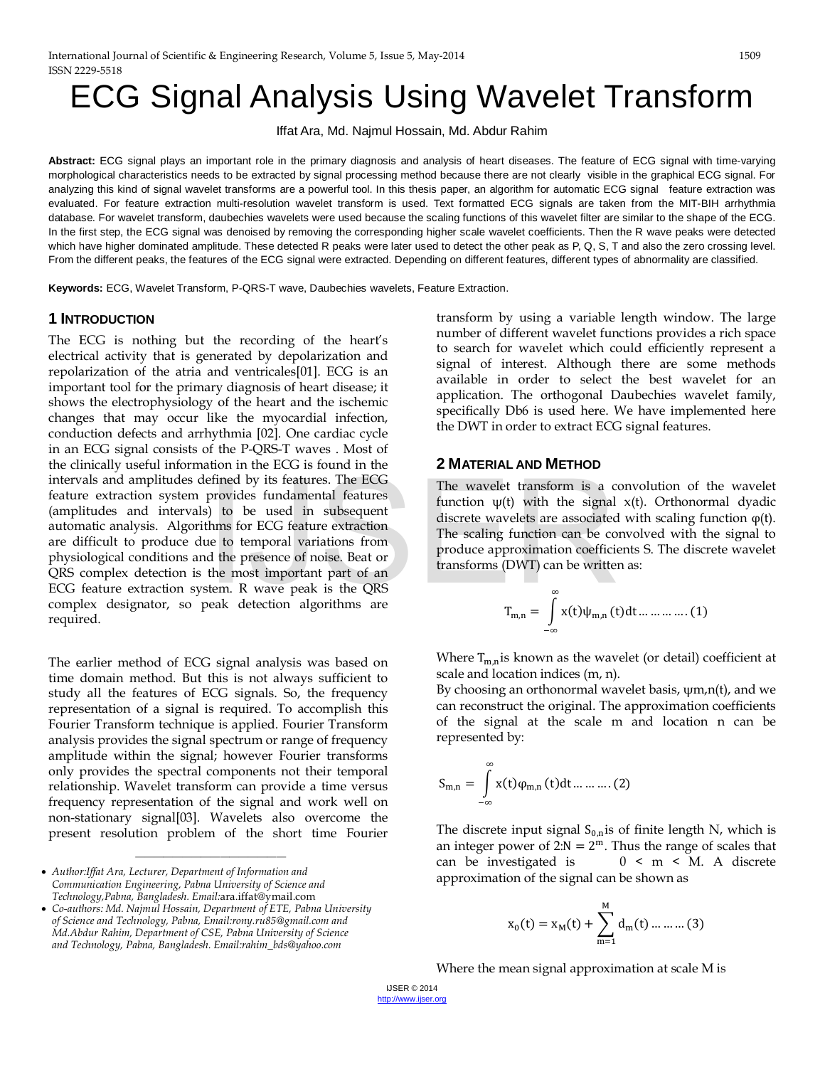# ECG Signal Analysis Using Wavelet Transform

Iffat Ara, Md. Najmul Hossain, Md. Abdur Rahim

**Abstract:** ECG signal plays an important role in the primary diagnosis and analysis of heart diseases. The feature of ECG signal with time-varying morphological characteristics needs to be extracted by signal processing method because there are not clearly visible in the graphical ECG signal. For analyzing this kind of signal wavelet transforms are a powerful tool. In this thesis paper, an algorithm for automatic ECG signal feature extraction was evaluated. For feature extraction multi-resolution wavelet transform is used. Text formatted ECG signals are taken from the MIT-BIH arrhythmia database. For wavelet transform, daubechies wavelets were used because the scaling functions of this wavelet filter are similar to the shape of the ECG. In the first step, the ECG signal was denoised by removing the corresponding higher scale wavelet coefficients. Then the R wave peaks were detected which have higher dominated amplitude. These detected R peaks were later used to detect the other peak as P, Q, S, T and also the zero crossing level. From the different peaks, the features of the ECG signal were extracted. Depending on different features, different types of abnormality are classified.

**Keywords:** ECG, Wavelet Transform, P-QRS-T wave, Daubechies wavelets, Feature Extraction.

## 1 Introduction

The ECG is nothing but the recording of the heart's electrical activity that is generated by depolarization and repolarization of the atria and ventricales[01]. ECG is an important tool for the primary diagnosis of heart disease; it shows the electrophysiology of the heart and the ischemic changes that may occur like the myocardial infection, conduction defects and arrhythmia [02]. One cardiac cycle in an ECG signal consists of the P-QRS-T waves . Most of the clinically useful information in the ECG is found in the intervals and amplitudes defined by its features. The ECG feature extraction system provides fundamental features (amplitudes and intervals) to be used in subsequent automatic analysis. Algorithms for ECG feature extraction are difficult to produce due to temporal variations from physiological conditions and the presence of noise. Beat or QRS complex detection is the most important part of an ECG feature extraction system. R wave peak is the QRS complex designator, so peak detection algorithms are required.

The earlier method of ECG signal analysis was based on time domain method. But this is not always sufficient to study all the features of ECG signals. So, the frequency representation of a signal is required. To accomplish this Fourier Transform technique is applied. Fourier Transform analysis provides the signal spectrum or range of frequency amplitude within the signal; however Fourier transforms only provides the spectral components not their temporal relationship. Wavelet transform can provide a time versus frequency representation of the signal and work well on non-stationary signal[03]. Wavelets also overcome the present resolution problem of the short time Fourier transform by using a variable length window. The large number of different wavelet functions provides a rich space to search for wavelet which could efficiently represent a signal of interest. Although there are some methods available in order to select the best wavelet for an application. The orthogonal Daubechies wavelet family, specifically Db6 is used here. We have implemented here the DWT in order to extract ECG signal features.

- *Author:Iffat Ara, Lecturer, Department of Information and Communication Engineering, Pabna University of Science and Technology,Pabna, Bangladesh. Email:ara.iffat@ymail.com*
- *Co-authors: Md. Najmul Hossain, Department of ETE, Pabna University of Science and Technology, Pabna, Email:rony.ru85@gmail.com and Md.Abdur Rahim, Department of CSE, Pabna University of Science and Technology, Pabna, Bangladesh. Email:rahim_bds@yahoo.com*

## 2 Material and Method

The wavelet transform is a convolution of the wavelet function $\psi(t)$ with the signal $x(t)$. Orthonormal dyadic discrete wavelets are associated with scaling function $\varphi(t)$. The scaling function can be convolved with the signal to produce approximation coefficients S. The discrete wavelet transforms (DWT) can be written as:

$$T_{m,n} = \int_{-\infty}^{\infty} x(t)\psi_{m,n}(t)dt \ldots\ldots\ldots\ldots(1)$$

Where $T_{m,n}$ is known as the wavelet (or detail) coefficient at scale and location indices (m, n).

By choosing an orthonormal wavelet basis, $\psi_{m,n}(t)$, and we can reconstruct the original. The approximation coefficients of the signal at the scale m and location n can be represented by:

$$S_{m,n} = \int_{-\infty}^{\infty} x(t)\varphi_{m,n}(t)dt \ldots\ldots\ldots(2)$$

The discrete input signal $S_{0,n}$ is of finite length N, which is an integer power of 2: $N = 2^m$. Thus the range of scales that can be investigated is $0 < m < M$. A discrete approximation of the signal can be shown as

$$x_0(t) = x_M(t) + \sum_{m=1}^{M} d_m(t) \ldots\ldots\ldots(3)$$

Where the mean signal approximation at scale M is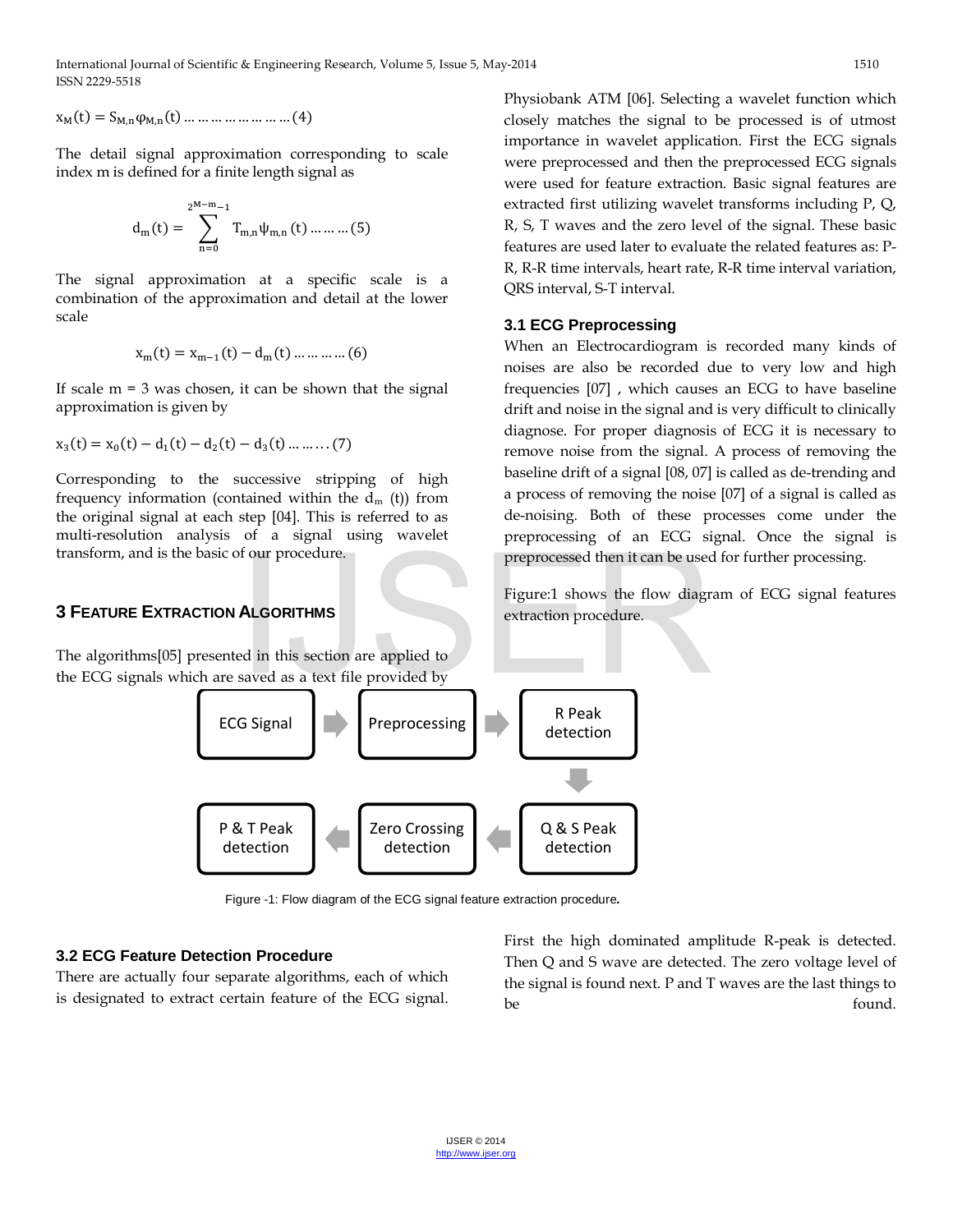$$x_M(t) = S_{M,n}\varphi_{M,n}(t) \dots\dots\dots\dots\dots\dots (4)$$

The detail signal approximation corresponding to scale index m is defined for a finite length signal as

$$d_m(t) = \sum_{n=0}^{2^{M-m}-1} T_{m,n}\psi_{m,n}(t) \dots\dots\dots (5)$$

The signal approximation at a specific scale is a combination of the approximation and detail at the lower scale

$$x_m(t) = x_{m-1}(t) - d_m(t) \dots\dots\dots (6)$$

If scale m = 3 was chosen, it can be shown that the signal approximation is given by

$$x_3(t) = x_0(t) - d_1(t) - d_2(t) - d_3(t) \dots\dots\dots (7)$$

Corresponding to the successive stripping of high frequency information (contained within the $d_m$ (t)) from the original signal at each step [04]. This is referred to as multi-resolution analysis of a signal using wavelet transform, and is the basic of our procedure.

## 3 Feature Extraction Algorithms

The algorithms[05] presented in this section are applied to the ECG signals which are saved as a text file provided by Physiobank ATM [06]. Selecting a wavelet function which closely matches the signal to be processed is of utmost importance in wavelet application. First the ECG signals were preprocessed and then the preprocessed ECG signals were used for feature extraction. Basic signal features are extracted first utilizing wavelet transforms including P, Q, R, S, T waves and the zero level of the signal. These basic features are used later to evaluate the related features as: P-R, R-R time intervals, heart rate, R-R time interval variation, QRS interval, S-T interval.

### 3.1 ECG Preprocessing

When an Electrocardiogram is recorded many kinds of noises are also be recorded due to very low and high frequencies [07] , which causes an ECG to have baseline drift and noise in the signal and is very difficult to clinically diagnose. For proper diagnosis of ECG it is necessary to remove noise from the signal. A process of removing the baseline drift of a signal [08, 07] is called as de-trending and a process of removing the noise [07] of a signal is called as de-noising. Both of these processes come under the preprocessing of an ECG signal. Once the signal is preprocessed then it can be used for further processing.

Figure:1 shows the flow diagram of ECG signal features extraction procedure.

ECG Signal → Preprocessing → R Peak detection → Q & S Peak detection → Zero Crossing detection → P & T Peak detection

Figure -1: Flow diagram of the ECG signal feature extraction procedure.

### 3.2 ECG Feature Detection Procedure

There are actually four separate algorithms, each of which is designated to extract certain feature of the ECG signal. First the high dominated amplitude R-peak is detected. Then Q and S wave are detected. The zero voltage level of the signal is found next. P and T waves are the last things to be found.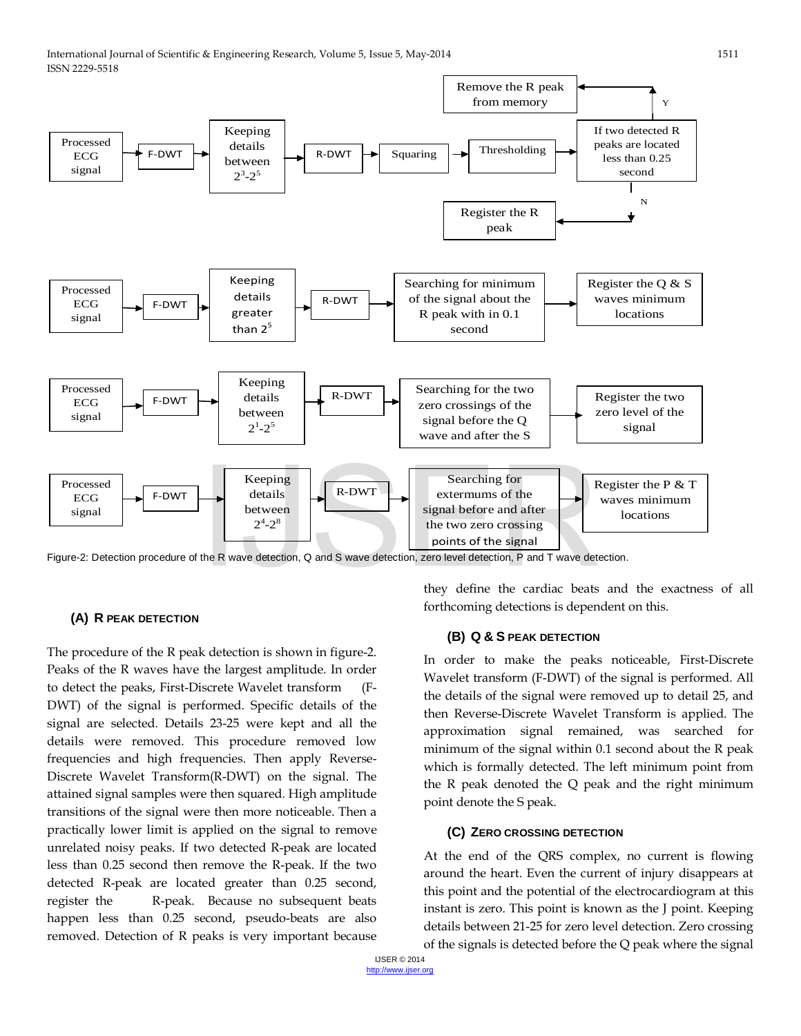Processed ECG signal → F-DWT → Keeping details between $2^3$-$2^5$ → R-DWT → Squaring → Thresholding → If two detected R peaks are located less than 0.25 second → Y: Remove the R peak from memory; N: Register the R peak

Processed ECG signal → F-DWT → Keeping details greater than $2^5$ → R-DWT → Searching for minimum of the signal about the R peak with in 0.1 second → Register the Q & S waves minimum locations

Processed ECG signal → F-DWT → Keeping details between $2^1$-$2^5$ → R-DWT → Searching for the two zero crossings of the signal before the Q wave and after the S → Register the two zero level of the signal

Processed ECG signal → F-DWT → Keeping details between $2^4$-$2^8$ → R-DWT → Searching for extermums of the signal before and after the two zero crossing points of the signal → Register the P & T waves minimum locations

Figure-2: Detection procedure of the R wave detection, Q and S wave detection, zero level detection, P and T wave detection.

### (A) R PEAK DETECTION

The procedure of the R peak detection is shown in figure-2. Peaks of the R waves have the largest amplitude. In order to detect the peaks, First-Discrete Wavelet transform (F-DWT) of the signal is performed. Specific details of the signal are selected. Details 23-25 were kept and all the details were removed. This procedure removed low frequencies and high frequencies. Then apply Reverse-Discrete Wavelet Transform(R-DWT) on the signal. The attained signal samples were then squared. High amplitude transitions of the signal were then more noticeable. Then a practically lower limit is applied on the signal to remove unrelated noisy peaks. If two detected R-peak are located less than 0.25 second then remove the R-peak. If the two detected R-peak are located greater than 0.25 second, register the R-peak. Because no subsequent beats happen less than 0.25 second, pseudo-beats are also removed. Detection of R peaks is very important because they define the cardiac beats and the exactness of all forthcoming detections is dependent on this.

### (B) Q & S PEAK DETECTION

In order to make the peaks noticeable, First-Discrete Wavelet transform (F-DWT) of the signal is performed. All the details of the signal were removed up to detail 25, and then Reverse-Discrete Wavelet Transform is applied. The approximation signal remained, was searched for minimum of the signal within 0.1 second about the R peak which is formally detected. The left minimum point from the R peak denoted the Q peak and the right minimum point denote the S peak.

### (C) ZERO CROSSING DETECTION

At the end of the QRS complex, no current is flowing around the heart. Even the current of injury disappears at this point and the potential of the electrocardiogram at this instant is zero. This point is known as the J point. Keeping details between 21-25 for zero level detection. Zero crossing of the signals is detected before the Q peak where the signal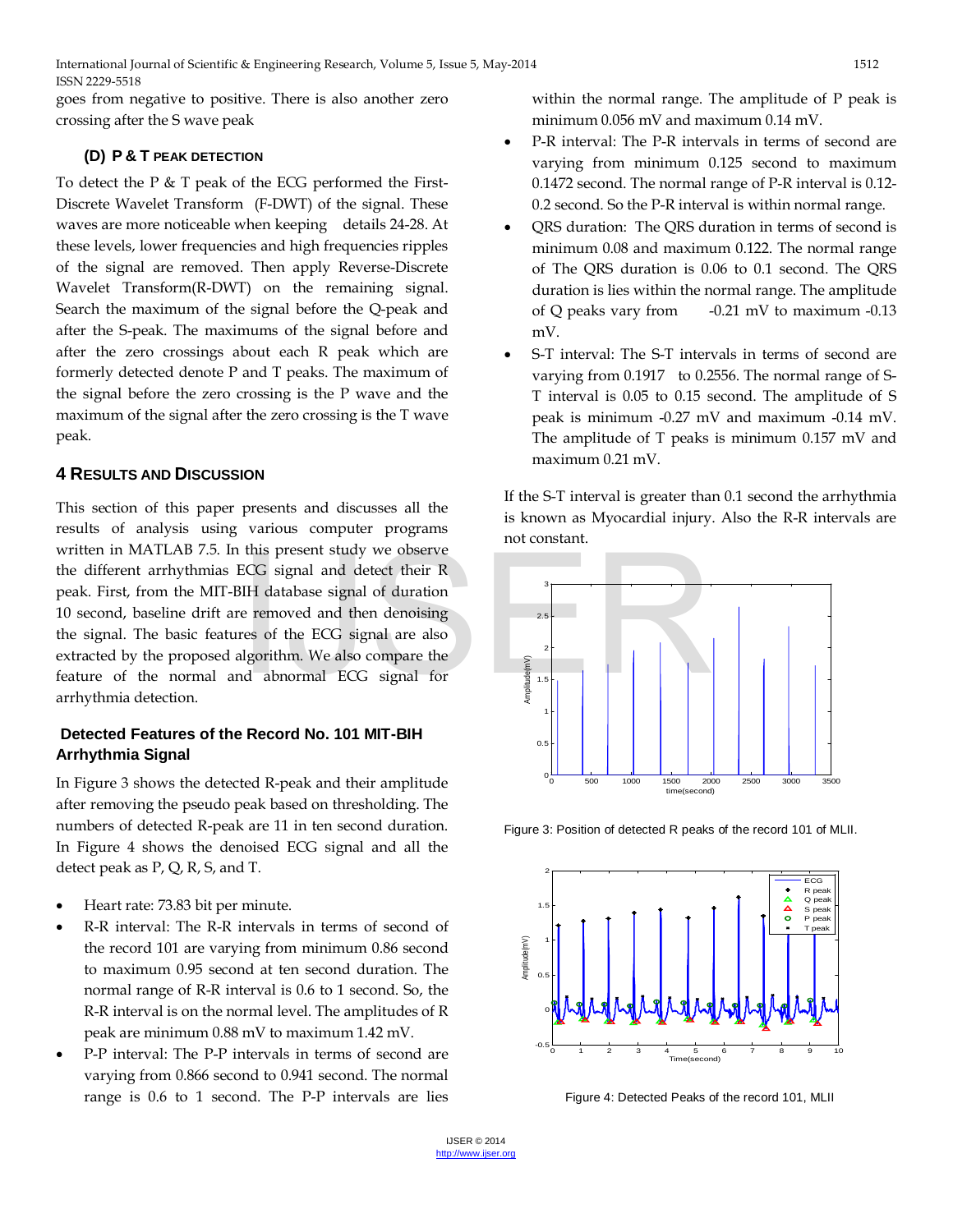goes from negative to positive. There is also another zero crossing after the S wave peak

### (D) P & T PEAK DETECTION

To detect the P & T peak of the ECG performed the First-Discrete Wavelet Transform (F-DWT) of the signal. These waves are more noticeable when keeping details 24-28. At these levels, lower frequencies and high frequencies ripples of the signal are removed. Then apply Reverse-Discrete Wavelet Transform(R-DWT) on the remaining signal. Search the maximum of the signal before the Q-peak and after the S-peak. The maximums of the signal before and after the zero crossings about each R peak which are formerly detected denote P and T peaks. The maximum of the signal before the zero crossing is the P wave and the maximum of the signal after the zero crossing is the T wave peak.

## 4 RESULTS AND DISCUSSION

This section of this paper presents and discusses all the results of analysis using various computer programs written in MATLAB 7.5. In this present study we observe the different arrhythmias ECG signal and detect their R peak. First, from the MIT-BIH database signal of duration 10 second, baseline drift are removed and then denoising the signal. The basic features of the ECG signal are also extracted by the proposed algorithm. We also compare the feature of the normal and abnormal ECG signal for arrhythmia detection.

### Detected Features of the Record No. 101 MIT-BIH Arrhythmia Signal

In Figure 3 shows the detected R-peak and their amplitude after removing the pseudo peak based on thresholding. The numbers of detected R-peak are 11 in ten second duration. In Figure 4 shows the denoised ECG signal and all the detect peak as P, Q, R, S, and T.

- Heart rate: 73.83 bit per minute.
- R-R interval: The R-R intervals in terms of second of the record 101 are varying from minimum 0.86 second to maximum 0.95 second at ten second duration. The normal range of R-R interval is 0.6 to 1 second. So, the R-R interval is on the normal level. The amplitudes of R peak are minimum 0.88 mV to maximum 1.42 mV.
- P-P interval: The P-P intervals in terms of second are varying from 0.866 second to 0.941 second. The normal range is 0.6 to 1 second. The P-P intervals are lies within the normal range. The amplitude of P peak is minimum 0.056 mV and maximum 0.14 mV.
- P-R interval: The P-R intervals in terms of second are varying from minimum 0.125 second to maximum 0.1472 second. The normal range of P-R interval is 0.12-0.2 second. So the P-R interval is within normal range.
- QRS duration: The QRS duration in terms of second is minimum 0.08 and maximum 0.122. The normal range of The QRS duration is 0.06 to 0.1 second. The QRS duration is lies within the normal range. The amplitude of Q peaks vary from -0.21 mV to maximum -0.13 mV.
- S-T interval: The S-T intervals in terms of second are varying from 0.1917 to 0.2556. The normal range of S-T interval is 0.05 to 0.15 second. The amplitude of S peak is minimum -0.27 mV and maximum -0.14 mV. The amplitude of T peaks is minimum 0.157 mV and maximum 0.21 mV.

If the S-T interval is greater than 0.1 second the arrhythmia is known as Myocardial injury. Also the R-R intervals are not constant.

Figure 3: Position of detected R peaks of the record 101 of MLII.

Figure 4: Detected Peaks of the record 101, MLII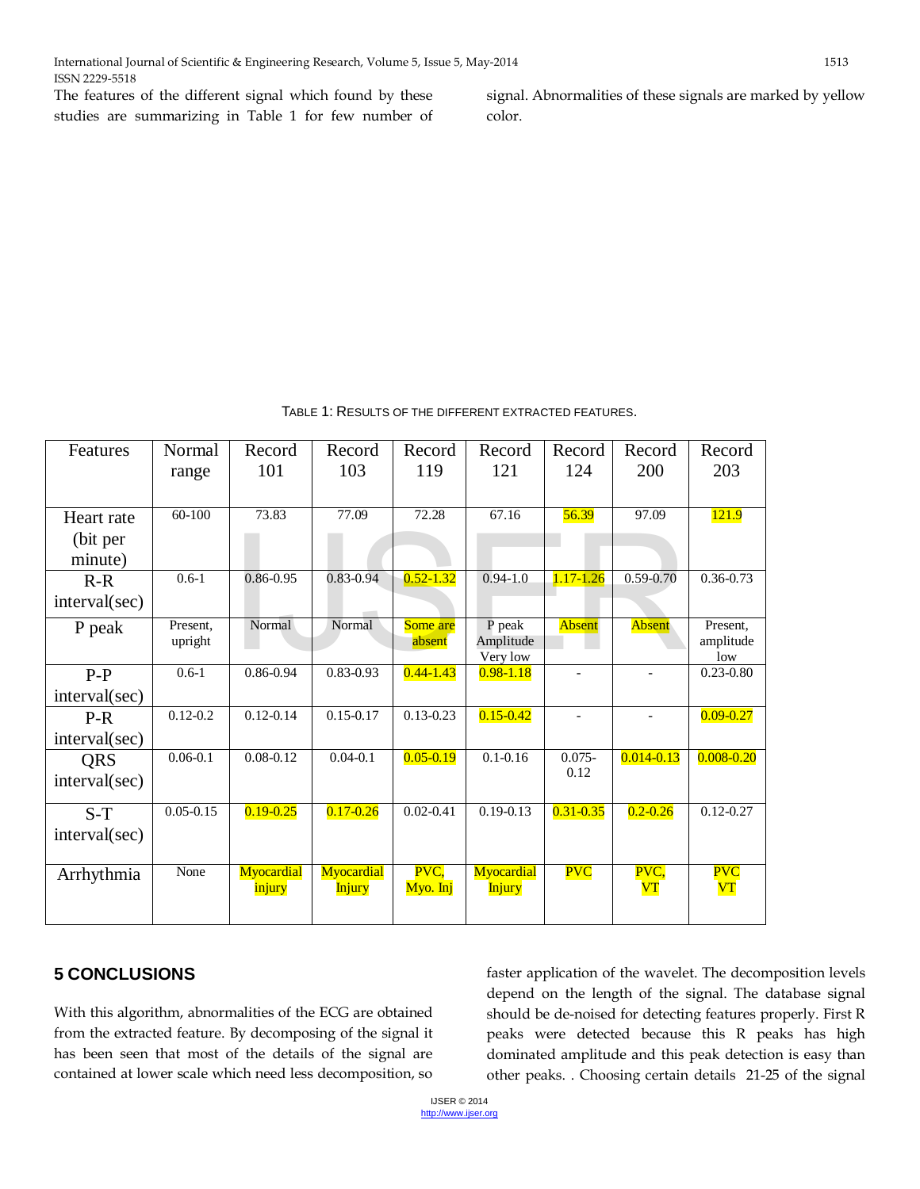The features of the different signal which found by these studies are summarizing in Table 1 for few number of signal. Abnormalities of these signals are marked by yellow color.

TABLE 1: RESULTS OF THE DIFFERENT EXTRACTED FEATURES.

| Features | Normal range | Record 101 | Record 103 | Record 119 | Record 121 | Record 124 | Record 200 | Record 203 |
|---|---|---|---|---|---|---|---|---|
| Heart rate (bit per minute) | 60-100 | 73.83 | 77.09 | 72.28 | 67.16 | 56.39 | 97.09 | 121.9 |
| R-R interval(sec) | 0.6-1 | 0.86-0.95 | 0.83-0.94 | 0.52-1.32 | 0.94-1.0 | 1.17-1.26 | 0.59-0.70 | 0.36-0.73 |
| P peak | Present, upright | Normal | Normal | Some are absent | P peak Amplitude Very low | Absent | Absent | Present, amplitude low |
| P-P interval(sec) | 0.6-1 | 0.86-0.94 | 0.83-0.93 | 0.44-1.43 | 0.98-1.18 | - | - | 0.23-0.80 |
| P-R interval(sec) | 0.12-0.2 | 0.12-0.14 | 0.15-0.17 | 0.13-0.23 | 0.15-0.42 | - | - | 0.09-0.27 |
| QRS interval(sec) | 0.06-0.1 | 0.08-0.12 | 0.04-0.1 | 0.05-0.19 | 0.1-0.16 | 0.075-0.12 | 0.014-0.13 | 0.008-0.20 |
| S-T interval(sec) | 0.05-0.15 | 0.19-0.25 | 0.17-0.26 | 0.02-0.41 | 0.19-0.13 | 0.31-0.35 | 0.2-0.26 | 0.12-0.27 |
| Arrhythmia | None | Myocardial injury | Myocardial Injury | PVC, Myo. Inj | Myocardial Injury | PVC | PVC, VT | PVC VT |

## 5 CONCLUSIONS

With this algorithm, abnormalities of the ECG are obtained from the extracted feature. By decomposing of the signal it has been seen that most of the details of the signal are contained at lower scale which need less decomposition, so faster application of the wavelet. The decomposition levels depend on the length of the signal. The database signal should be de-noised for detecting features properly. First R peaks were detected because this R peaks has high dominated amplitude and this peak detection is easy than other peaks. . Choosing certain details 21-25 of the signal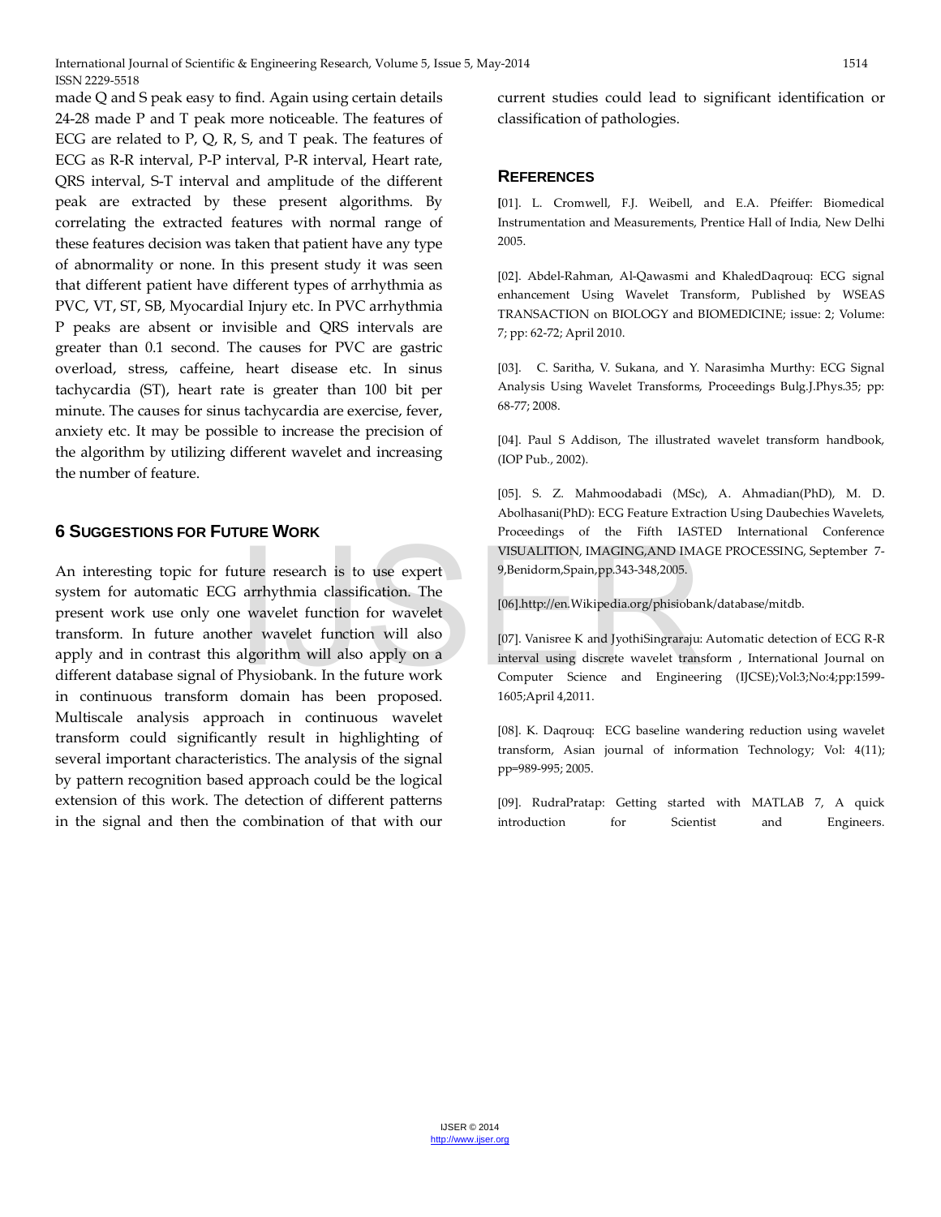made Q and S peak easy to find. Again using certain details 24-28 made P and T peak more noticeable. The features of ECG are related to P, Q, R, S, and T peak. The features of ECG as R-R interval, P-P interval, P-R interval, Heart rate, QRS interval, S-T interval and amplitude of the different peak are extracted by these present algorithms. By correlating the extracted features with normal range of these features decision was taken that patient have any type of abnormality or none. In this present study it was seen that different patient have different types of arrhythmia as PVC, VT, ST, SB, Myocardial Injury etc. In PVC arrhythmia P peaks are absent or invisible and QRS intervals are greater than 0.1 second. The causes for PVC are gastric overload, stress, caffeine, heart disease etc. In sinus tachycardia (ST), heart rate is greater than 100 bit per minute. The causes for sinus tachycardia are exercise, fever, anxiety etc. It may be possible to increase the precision of the algorithm by utilizing different wavelet and increasing the number of feature.

## 6 Suggestions for Future Work

An interesting topic for future research is to use expert system for automatic ECG arrhythmia classification. The present work use only one wavelet function for wavelet transform. In future another wavelet function will also apply and in contrast this algorithm will also apply on a different database signal of Physiobank. In the future work in continuous transform domain has been proposed. Multiscale analysis approach in continuous wavelet transform could significantly result in highlighting of several important characteristics. The analysis of the signal by pattern recognition based approach could be the logical extension of this work. The detection of different patterns in the signal and then the combination of that with our current studies could lead to significant identification or classification of pathologies.

## References

[01]. L. Cromwell, F.J. Weibell, and E.A. Pfeiffer: Biomedical Instrumentation and Measurements, Prentice Hall of India, New Delhi 2005.

[02]. Abdel-Rahman, Al-Qawasmi and KhaledDaqrouq: ECG signal enhancement Using Wavelet Transform, Published by WSEAS TRANSACTION on BIOLOGY and BIOMEDICINE; issue: 2; Volume: 7; pp: 62-72; April 2010.

[03]. C. Saritha, V. Sukana, and Y. Narasimha Murthy: ECG Signal Analysis Using Wavelet Transforms, Proceedings Bulg.J.Phys.35; pp: 68-77; 2008.

[04]. Paul S Addison, The illustrated wavelet transform handbook, (IOP Pub., 2002).

[05]. S. Z. Mahmoodabadi (MSc), A. Ahmadian(PhD), M. D. Abolhasani(PhD): ECG Feature Extraction Using Daubechies Wavelets, Proceedings of the Fifth IASTED International Conference VISUALITION, IMAGING,AND IMAGE PROCESSING, September 7-9,Benidorm,Spain,pp.343-348,2005.

[06].http://en.Wikipedia.org/phisiobank/database/mitdb.

[07]. Vanisree K and JyothiSingraraju: Automatic detection of ECG R-R interval using discrete wavelet transform , International Journal on Computer Science and Engineering (IJCSE);Vol:3;No:4;pp:1599-1605;April 4,2011.

[08]. K. Daqrouq: ECG baseline wandering reduction using wavelet transform, Asian journal of information Technology; Vol: 4(11); pp=989-995; 2005.

[09]. RudraPratap: Getting started with MATLAB 7, A quick introduction for Scientist and Engineers.